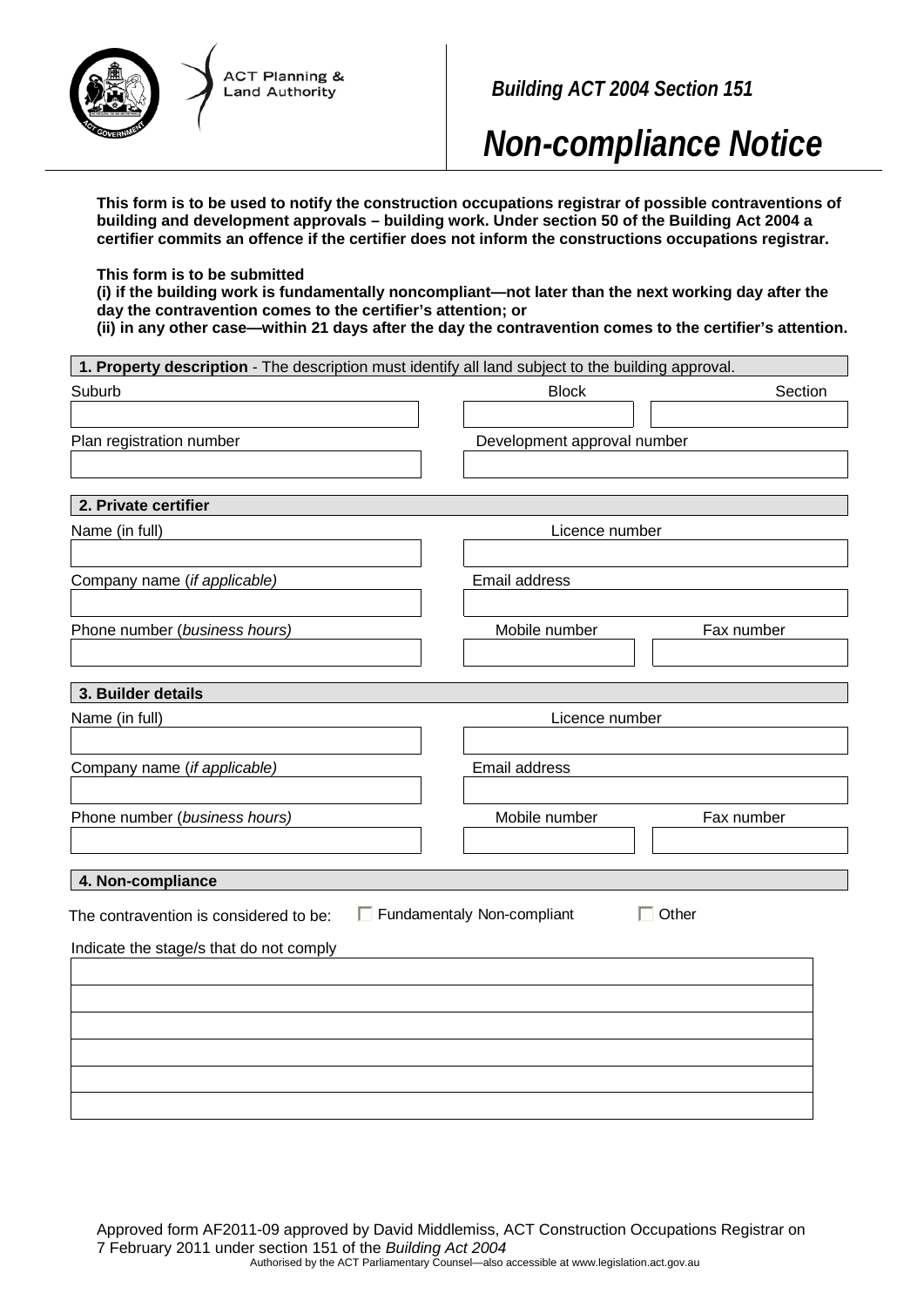ACT Planning & Land Authority

*Building ACT 2004 Section 151*

# *Non-compliance Notice*

**This form is to be used to notify the construction occupations registrar of possible contraventions of building and development approvals – building work. Under section 50 of the Building Act 2004 a certifier commits an offence if the certifier does not inform the constructions occupations registrar.**

**This form is to be submitted**
**(i) if the building work is fundamentally noncompliant—not later than the next working day after the day the contravention comes to the certifier's attention; or**
**(ii) in any other case—within 21 days after the day the contravention comes to the certifier's attention.**

## 1. Property description - The description must identify all land subject to the building approval.

| Suburb | Block | Section |
|---|---|---|
| | | |

| Plan registration number | Development approval number |
|---|---|
| | |

## 2. Private certifier

| Name (in full) | Licence number |
|---|---|
| | |

| Company name (*if applicable*) | Email address |
|---|---|
| | |

| Phone number (*business hours*) | Mobile number | Fax number |
|---|---|---|
| | | |

## 3. Builder details

| Name (in full) | Licence number |
|---|---|
| | |

| Company name (*if applicable*) | Email address |
|---|---|
| | |

| Phone number (*business hours*) | Mobile number | Fax number |
|---|---|---|
| | | |

## 4. Non-compliance

The contravention is considered to be: ☐ Fundamentaly Non-compliant ☐ Other

Indicate the stage/s that do not comply

| |
|---|
| |
| |
| |
| |
| |
| |

Approved form AF2011-09 approved by David Middlemiss, ACT Construction Occupations Registrar on 7 February 2011 under section 151 of the *Building Act 2004*

Authorised by the ACT Parliamentary Counsel—also accessible at www.legislation.act.gov.au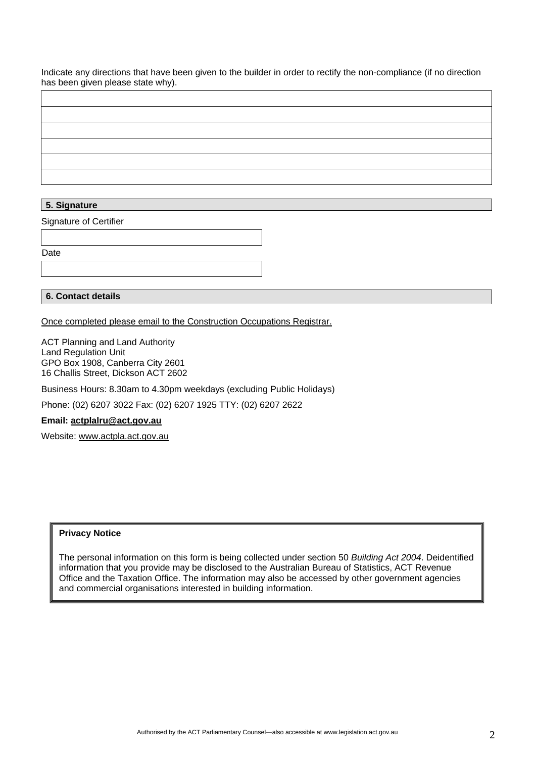Indicate any directions that have been given to the builder in order to rectify the non-compliance (if no direction has been given please state why).

| |
|---|
| |
| |
| |
| |
| |
| |

## 5. Signature

Signature of Certifier

| |
|---|
| |

Date

| |
|---|
| |

## 6. Contact details

Once completed please email to the Construction Occupations Registrar.

ACT Planning and Land Authority
Land Regulation Unit
GPO Box 1908, Canberra City 2601
16 Challis Street, Dickson ACT 2602

Business Hours: 8.30am to 4.30pm weekdays (excluding Public Holidays)

Phone: (02) 6207 3022 Fax: (02) 6207 1925 TTY: (02) 6207 2622

**Email: actplalru@act.gov.au**

Website: www.actpla.act.gov.au

**Privacy Notice**

The personal information on this form is being collected under section 50 *Building Act 2004*. Deidentified information that you provide may be disclosed to the Australian Bureau of Statistics, ACT Revenue Office and the Taxation Office. The information may also be accessed by other government agencies and commercial organisations interested in building information.

Authorised by the ACT Parliamentary Counsel—also accessible at www.legislation.act.gov.au